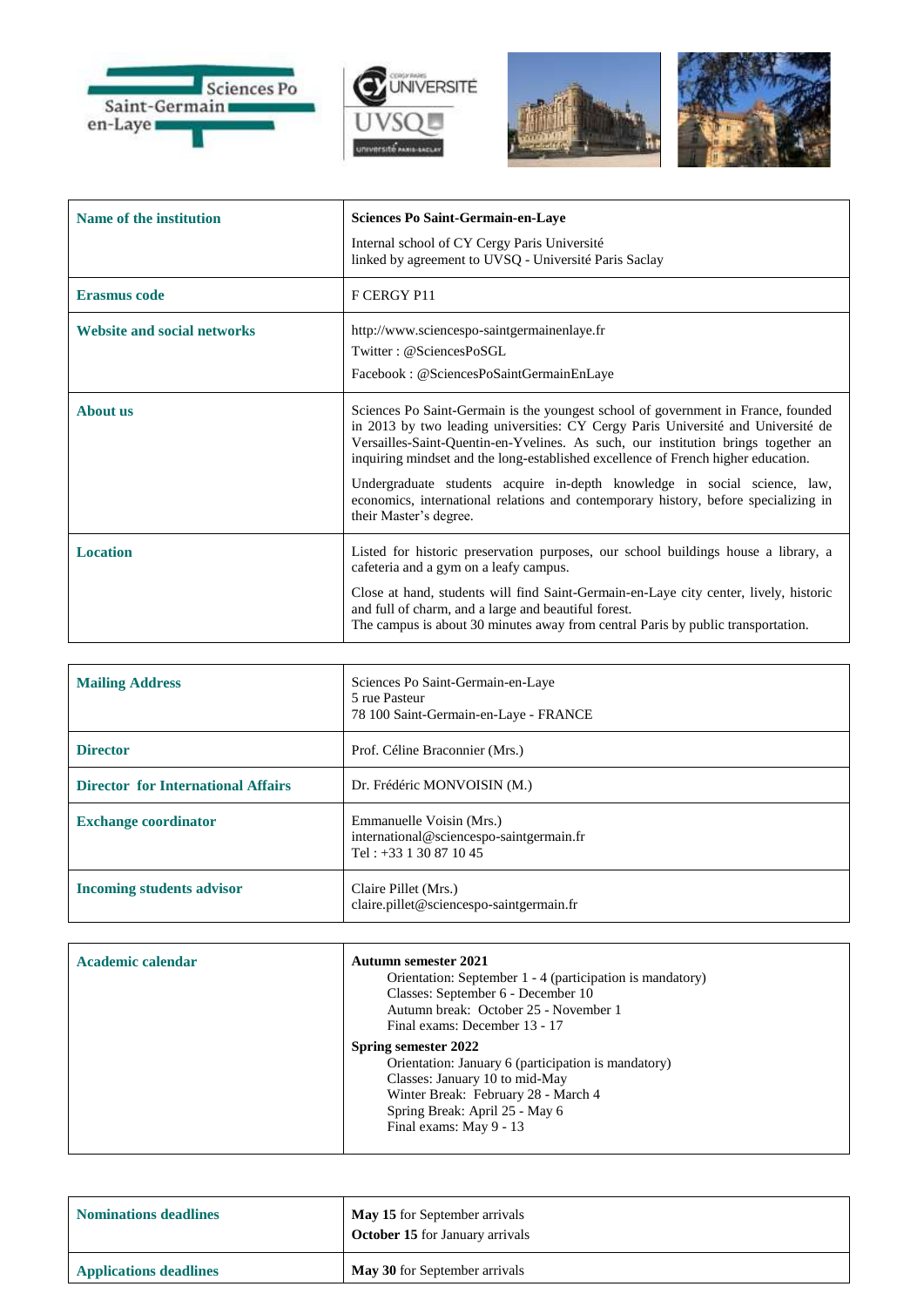| | |
|---|---|
| **Name of the institution** | **Sciences Po Saint-Germain-en-Laye**<br>Internal school of CY Cergy Paris Université<br>linked by agreement to UVSQ - Université Paris Saclay |
| **Erasmus code** | F CERGY P11 |
| **Website and social networks** | http://www.sciencespo-saintgermainenlaye.fr<br>Twitter : @SciencesPoSGL<br>Facebook : @SciencesPoSaintGermainEnLaye |
| **About us** | Sciences Po Saint-Germain is the youngest school of government in France, founded in 2013 by two leading universities: CY Cergy Paris Université and Université de Versailles-Saint-Quentin-en-Yvelines. As such, our institution brings together an inquiring mindset and the long-established excellence of French higher education.<br>Undergraduate students acquire in-depth knowledge in social science, law, economics, international relations and contemporary history, before specializing in their Master's degree. |
| **Location** | Listed for historic preservation purposes, our school buildings house a library, a cafeteria and a gym on a leafy campus.<br>Close at hand, students will find Saint-Germain-en-Laye city center, lively, historic and full of charm, and a large and beautiful forest.<br>The campus is about 30 minutes away from central Paris by public transportation. |

| | |
|---|---|
| **Mailing Address** | Sciences Po Saint-Germain-en-Laye<br>5 rue Pasteur<br>78 100 Saint-Germain-en-Laye - FRANCE |
| **Director** | Prof. Céline Braconnier (Mrs.) |
| **Director for International Affairs** | Dr. Frédéric MONVOISIN (M.) |
| **Exchange coordinator** | Emmanuelle Voisin (Mrs.)<br>international@sciencespo-saintgermain.fr<br>Tel : +33 1 30 87 10 45 |
| **Incoming students advisor** | Claire Pillet (Mrs.)<br>claire.pillet@sciencespo-saintgermain.fr |

| | |
|---|---|
| **Academic calendar** | **Autumn semester 2021**<br>Orientation: September 1 - 4 (participation is mandatory)<br>Classes: September 6 - December 10<br>Autumn break: October 25 - November 1<br>Final exams: December 13 - 17<br>**Spring semester 2022**<br>Orientation: January 6 (participation is mandatory)<br>Classes: January 10 to mid-May<br>Winter Break: February 28 - March 4<br>Spring Break: April 25 - May 6<br>Final exams: May 9 - 13 |

| | |
|---|---|
| **Nominations deadlines** | **May 15** for September arrivals<br>**October 15** for January arrivals |
| **Applications deadlines** | **May 30** for September arrivals |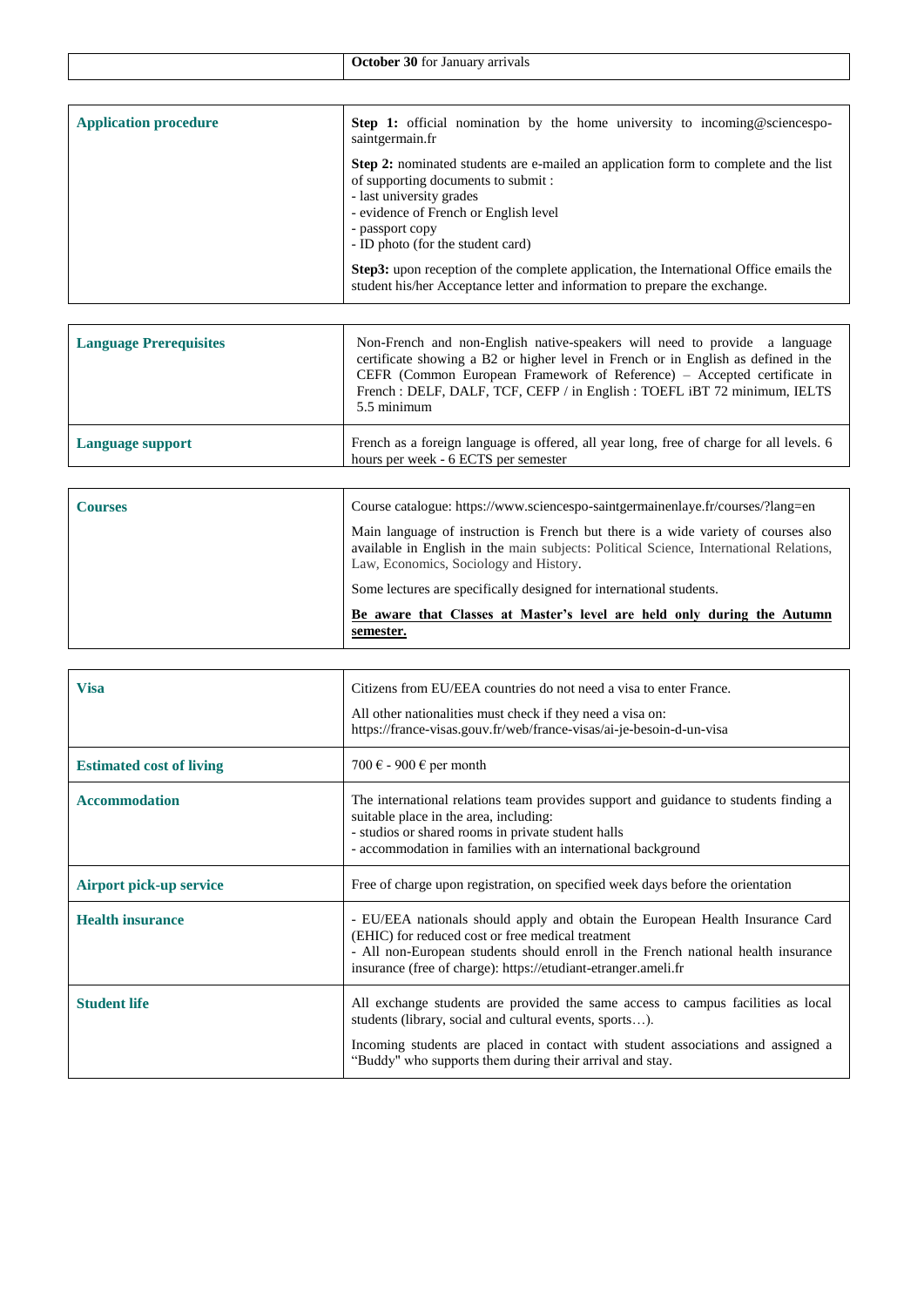| | |
|---|---|
| | **October 30** for January arrivals |

| | |
|---|---|
| **Application procedure** | **Step 1:** official nomination by the home university to incoming@sciencespo-saintgermain.fr<br><br>**Step 2:** nominated students are e-mailed an application form to complete and the list of supporting documents to submit :<br>- last university grades<br>- evidence of French or English level<br>- passport copy<br>- ID photo (for the student card)<br><br>**Step3:** upon reception of the complete application, the International Office emails the student his/her Acceptance letter and information to prepare the exchange. |

| | |
|---|---|
| **Language Prerequisites** | Non-French and non-English native-speakers will need to provide a language certificate showing a B2 or higher level in French or in English as defined in the CEFR (Common European Framework of Reference) – Accepted certificate in French : DELF, DALF, TCF, CEFP / in English : TOEFL iBT 72 minimum, IELTS 5.5 minimum |
| **Language support** | French as a foreign language is offered, all year long, free of charge for all levels. 6 hours per week - 6 ECTS per semester |

| | |
|---|---|
| **Courses** | Course catalogue: https://www.sciencespo-saintgermainenlaye.fr/courses/?lang=en<br><br>Main language of instruction is French but there is a wide variety of courses also available in English in the main subjects: Political Science, International Relations, Law, Economics, Sociology and History.<br><br>Some lectures are specifically designed for international students.<br><br>**Be aware that Classes at Master's level are held only during the Autumn semester.** |

| | |
|---|---|
| **Visa** | Citizens from EU/EEA countries do not need a visa to enter France.<br><br>All other nationalities must check if they need a visa on: https://france-visas.gouv.fr/web/france-visas/ai-je-besoin-d-un-visa |
| **Estimated cost of living** | 700 € - 900 € per month |
| **Accommodation** | The international relations team provides support and guidance to students finding a suitable place in the area, including:<br>- studios or shared rooms in private student halls<br>- accommodation in families with an international background |
| **Airport pick-up service** | Free of charge upon registration, on specified week days before the orientation |
| **Health insurance** | - EU/EEA nationals should apply and obtain the European Health Insurance Card (EHIC) for reduced cost or free medical treatment<br>- All non-European students should enroll in the French national health insurance insurance (free of charge): https://etudiant-etranger.ameli.fr |
| **Student life** | All exchange students are provided the same access to campus facilities as local students (library, social and cultural events, sports…).<br><br>Incoming students are placed in contact with student associations and assigned a "Buddy" who supports them during their arrival and stay. |